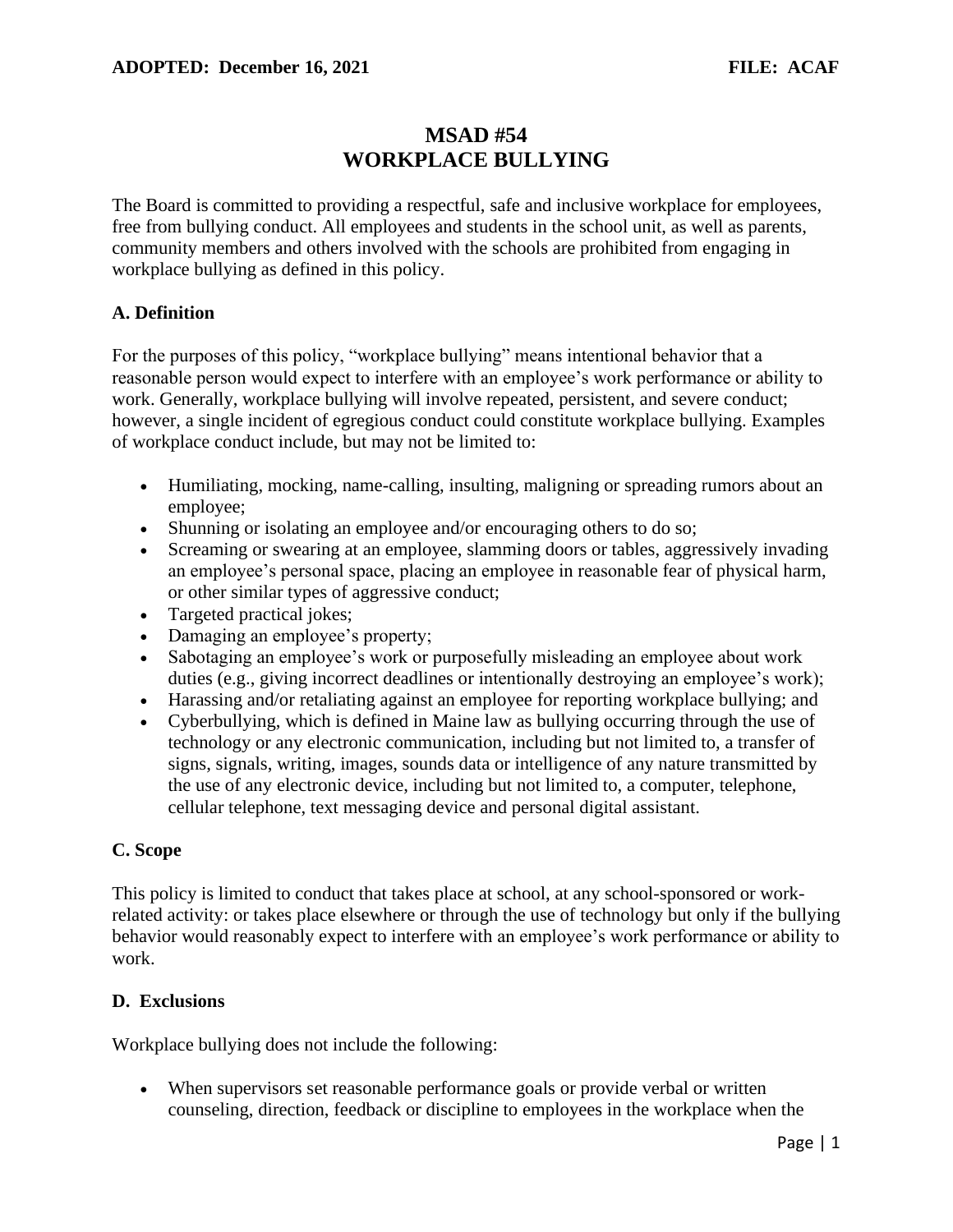**ADOPTED: December 16, 2021** **FILE: ACAF**

# MSAD #54
# WORKPLACE BULLYING

The Board is committed to providing a respectful, safe and inclusive workplace for employees, free from bullying conduct. All employees and students in the school unit, as well as parents, community members and others involved with the schools are prohibited from engaging in workplace bullying as defined in this policy.

## A. Definition

For the purposes of this policy, "workplace bullying" means intentional behavior that a reasonable person would expect to interfere with an employee's work performance or ability to work. Generally, workplace bullying will involve repeated, persistent, and severe conduct; however, a single incident of egregious conduct could constitute workplace bullying. Examples of workplace conduct include, but may not be limited to:

- Humiliating, mocking, name-calling, insulting, maligning or spreading rumors about an employee;
- Shunning or isolating an employee and/or encouraging others to do so;
- Screaming or swearing at an employee, slamming doors or tables, aggressively invading an employee's personal space, placing an employee in reasonable fear of physical harm, or other similar types of aggressive conduct;
- Targeted practical jokes;
- Damaging an employee's property;
- Sabotaging an employee's work or purposefully misleading an employee about work duties (e.g., giving incorrect deadlines or intentionally destroying an employee's work);
- Harassing and/or retaliating against an employee for reporting workplace bullying; and
- Cyberbullying, which is defined in Maine law as bullying occurring through the use of technology or any electronic communication, including but not limited to, a transfer of signs, signals, writing, images, sounds data or intelligence of any nature transmitted by the use of any electronic device, including but not limited to, a computer, telephone, cellular telephone, text messaging device and personal digital assistant.

## C. Scope

This policy is limited to conduct that takes place at school, at any school-sponsored or work-related activity: or takes place elsewhere or through the use of technology but only if the bullying behavior would reasonably expect to interfere with an employee's work performance or ability to work.

## D. Exclusions

Workplace bullying does not include the following:

- When supervisors set reasonable performance goals or provide verbal or written counseling, direction, feedback or discipline to employees in the workplace when the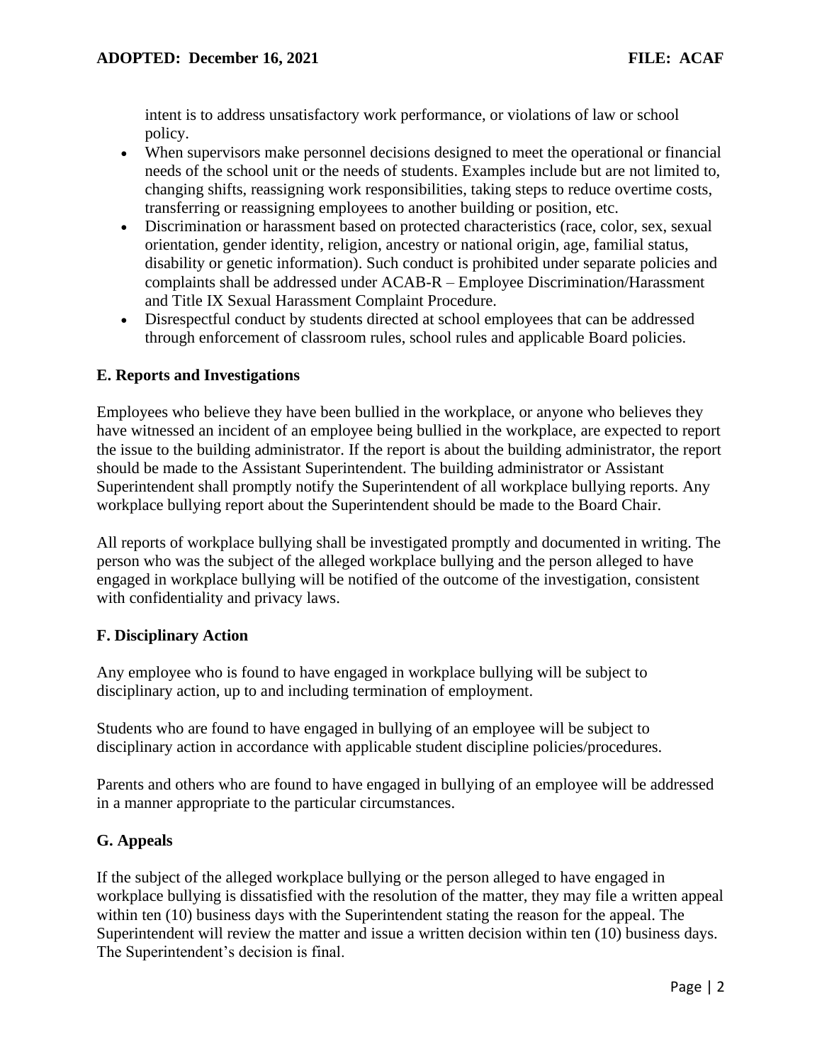intent is to address unsatisfactory work performance, or violations of law or school policy.

- When supervisors make personnel decisions designed to meet the operational or financial needs of the school unit or the needs of students. Examples include but are not limited to, changing shifts, reassigning work responsibilities, taking steps to reduce overtime costs, transferring or reassigning employees to another building or position, etc.
- Discrimination or harassment based on protected characteristics (race, color, sex, sexual orientation, gender identity, religion, ancestry or national origin, age, familial status, disability or genetic information). Such conduct is prohibited under separate policies and complaints shall be addressed under ACAB-R – Employee Discrimination/Harassment and Title IX Sexual Harassment Complaint Procedure.
- Disrespectful conduct by students directed at school employees that can be addressed through enforcement of classroom rules, school rules and applicable Board policies.

## E. Reports and Investigations

Employees who believe they have been bullied in the workplace, or anyone who believes they have witnessed an incident of an employee being bullied in the workplace, are expected to report the issue to the building administrator. If the report is about the building administrator, the report should be made to the Assistant Superintendent. The building administrator or Assistant Superintendent shall promptly notify the Superintendent of all workplace bullying reports. Any workplace bullying report about the Superintendent should be made to the Board Chair.

All reports of workplace bullying shall be investigated promptly and documented in writing. The person who was the subject of the alleged workplace bullying and the person alleged to have engaged in workplace bullying will be notified of the outcome of the investigation, consistent with confidentiality and privacy laws.

## F. Disciplinary Action

Any employee who is found to have engaged in workplace bullying will be subject to disciplinary action, up to and including termination of employment.

Students who are found to have engaged in bullying of an employee will be subject to disciplinary action in accordance with applicable student discipline policies/procedures.

Parents and others who are found to have engaged in bullying of an employee will be addressed in a manner appropriate to the particular circumstances.

## G. Appeals

If the subject of the alleged workplace bullying or the person alleged to have engaged in workplace bullying is dissatisfied with the resolution of the matter, they may file a written appeal within ten (10) business days with the Superintendent stating the reason for the appeal. The Superintendent will review the matter and issue a written decision within ten (10) business days. The Superintendent's decision is final.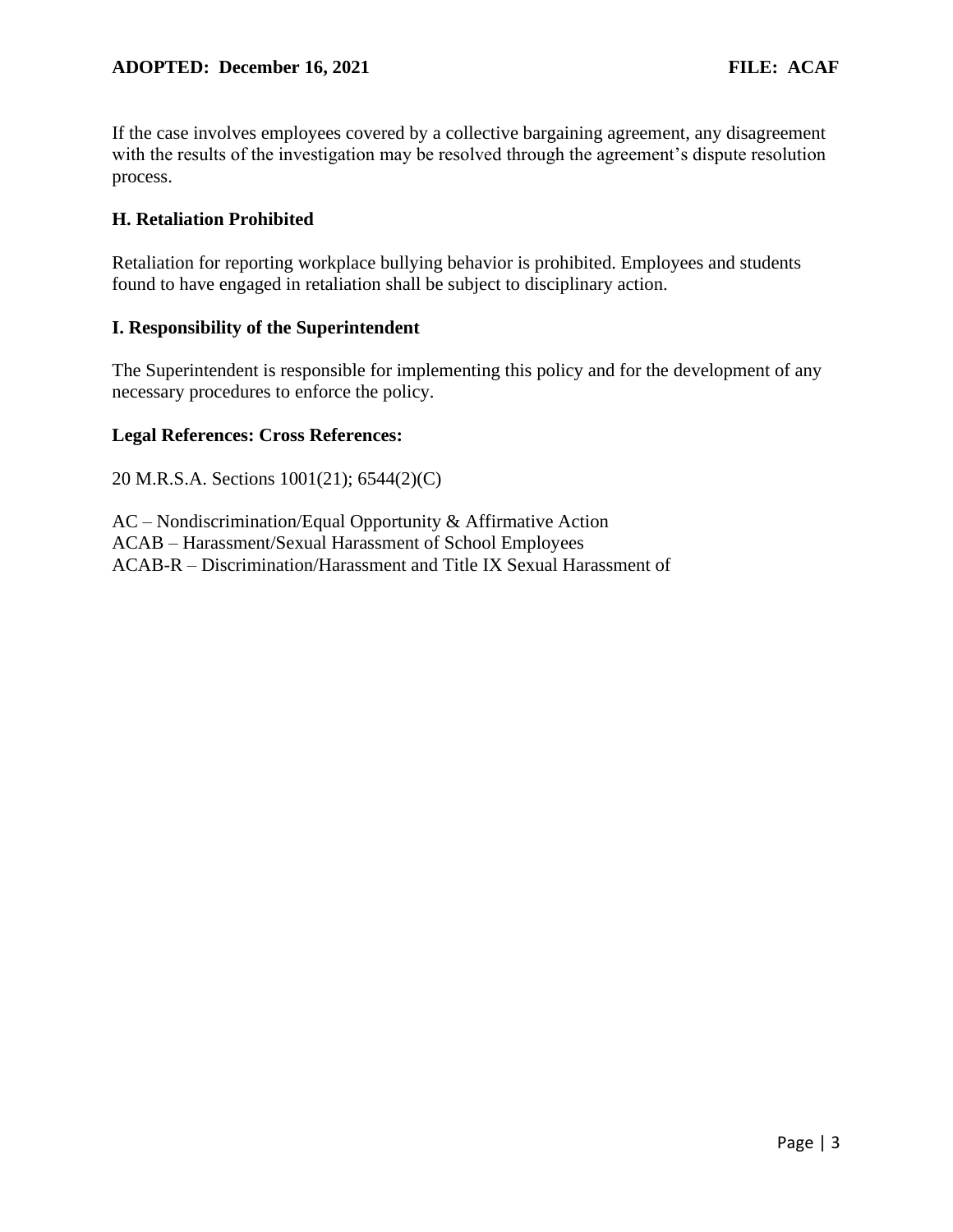If the case involves employees covered by a collective bargaining agreement, any disagreement with the results of the investigation may be resolved through the agreement's dispute resolution process.

### H. Retaliation Prohibited

Retaliation for reporting workplace bullying behavior is prohibited. Employees and students found to have engaged in retaliation shall be subject to disciplinary action.

### I. Responsibility of the Superintendent

The Superintendent is responsible for implementing this policy and for the development of any necessary procedures to enforce the policy.

**Legal References: Cross References:**

20 M.R.S.A. Sections 1001(21); 6544(2)(C)

AC – Nondiscrimination/Equal Opportunity & Affirmative Action
ACAB – Harassment/Sexual Harassment of School Employees
ACAB-R – Discrimination/Harassment and Title IX Sexual Harassment of